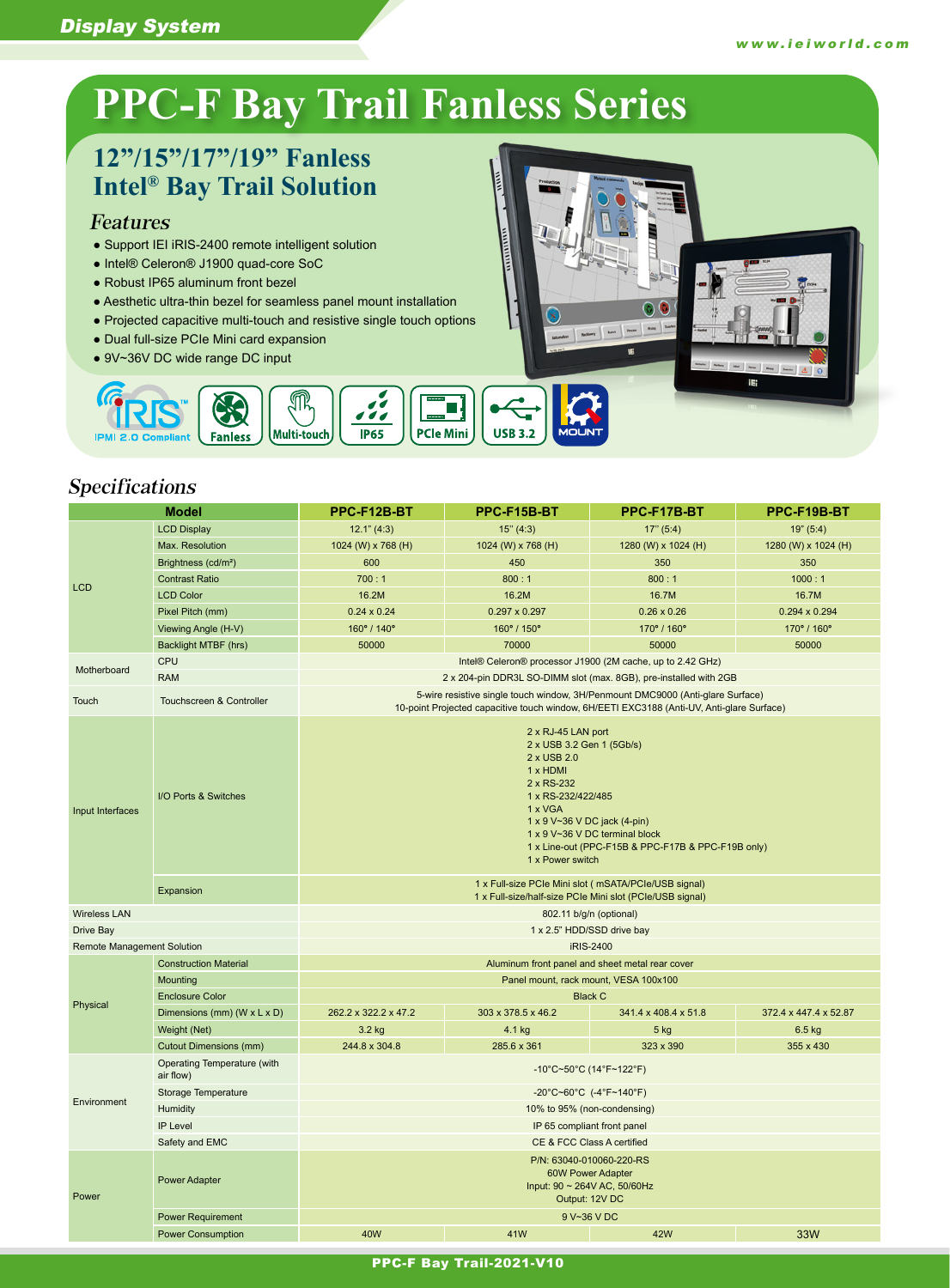# PPC-F Bay Trail Fanless Series

## 12"/15"/17"/19" Fanless Intel® Bay Trail Solution

### Features

- Support IEI iRIS-2400 remote intelligent solution
- Intel® Celeron® J1900 quad-core SoC
- Robust IP65 aluminum front bezel
- Aesthetic ultra-thin bezel for seamless panel mount installation
- Projected capacitive multi-touch and resistive single touch options
- Dual full-size PCIe Mini card expansion
- 9V~36V DC wide range DC input

iRIS IPMI 2.0 Compliant | Fanless | Multi-touch | IP65 | PCIe Mini | USB 3.2 | MOUNT

## Specifications

| Model | | PPC-F12B-BT | PPC-F15B-BT | PPC-F17B-BT | PPC-F19B-BT |
|---|---|---|---|---|---|
| LCD | LCD Display | 12.1" (4:3) | 15" (4:3) | 17" (5:4) | 19" (5:4) |
| | Max. Resolution | 1024 (W) x 768 (H) | 1024 (W) x 768 (H) | 1280 (W) x 1024 (H) | 1280 (W) x 1024 (H) |
| | Brightness (cd/m²) | 600 | 450 | 350 | 350 |
| | Contrast Ratio | 700 : 1 | 800 : 1 | 800 : 1 | 1000 : 1 |
| | LCD Color | 16.2M | 16.2M | 16.7M | 16.7M |
| | Pixel Pitch (mm) | 0.24 x 0.24 | 0.297 x 0.297 | 0.26 x 0.26 | 0.294 x 0.294 |
| | Viewing Angle (H-V) | 160° / 140° | 160° / 150° | 170° / 160° | 170° / 160° |
| | Backlight MTBF (hrs) | 50000 | 70000 | 50000 | 50000 |
| Motherboard | CPU | Intel® Celeron® processor J1900 (2M cache, up to 2.42 GHz) | | | |
| | RAM | 2 x 204-pin DDR3L SO-DIMM slot (max. 8GB), pre-installed with 2GB | | | |
| Touch | Touchscreen & Controller | 5-wire resistive single touch window, 3H/Penmount DMC9000 (Anti-glare Surface)<br>10-point Projected capacitive touch window, 6H/EETI EXC3188 (Anti-UV, Anti-glare Surface) | | | |
| Input Interfaces | I/O Ports & Switches | 2 x RJ-45 LAN port<br>2 x USB 3.2 Gen 1 (5Gb/s)<br>2 x USB 2.0<br>1 x HDMI<br>2 x RS-232<br>1 x RS-232/422/485<br>1 x VGA<br>1 x 9 V~36 V DC jack (4-pin)<br>1 x 9 V~36 V DC terminal block<br>1 x Line-out (PPC-F15B & PPC-F17B & PPC-F19B only)<br>1 x Power switch | | | |
| | Expansion | 1 x Full-size PCIe Mini slot ( mSATA/PCIe/USB signal)<br>1 x Full-size/half-size PCIe Mini slot (PCIe/USB signal) | | | |
| Wireless LAN | | 802.11 b/g/n (optional) | | | |
| Drive Bay | | 1 x 2.5" HDD/SSD drive bay | | | |
| Remote Management Solution | | iRIS-2400 | | | |
| Physical | Construction Material | Aluminum front panel and sheet metal rear cover | | | |
| | Mounting | Panel mount, rack mount, VESA 100x100 | | | |
| | Enclosure Color | Black C | | | |
| | Dimensions (mm) (W x L x D) | 262.2 x 322.2 x 47.2 | 303 x 378.5 x 46.2 | 341.4 x 408.4 x 51.8 | 372.4 x 447.4 x 52.87 |
| | Weight (Net) | 3.2 kg | 4.1 kg | 5 kg | 6.5 kg |
| | Cutout Dimensions (mm) | 244.8 x 304.8 | 285.6 x 361 | 323 x 390 | 355 x 430 |
| Environment | Operating Temperature (with air flow) | -10°C~50°C (14°F~122°F) | | | |
| | Storage Temperature | -20°C~60°C (-4°F~140°F) | | | |
| | Humidity | 10% to 95% (non-condensing) | | | |
| | IP Level | IP 65 compliant front panel | | | |
| | Safety and EMC | CE & FCC Class A certified | | | |
| Power | Power Adapter | P/N: 63040-010060-220-RS<br>60W Power Adapter<br>Input: 90 ~ 264V AC, 50/60Hz<br>Output: 12V DC | | | |
| | Power Requirement | 9 V~36 V DC | | | |
| | Power Consumption | 40W | 41W | 42W | 33W |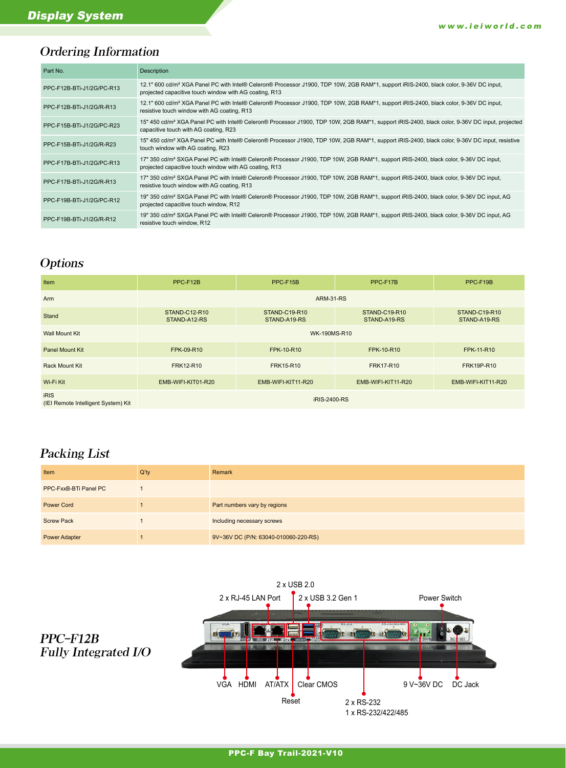## Ordering Information

| Part No. | Description |
|---|---|
| PPC-F12B-BTi-J1/2G/PC-R13 | 12.1" 600 cd/m² XGA Panel PC with Intel® Celeron® Processor J1900, TDP 10W, 2GB RAM*1, support iRIS-2400, black color, 9-36V DC input, projected capacitive touch window with AG coating, R13 |
| PPC-F12B-BTi-J1/2G/R-R13 | 12.1" 600 cd/m² XGA Panel PC with Intel® Celeron® Processor J1900, TDP 10W, 2GB RAM*1, support iRIS-2400, black color, 9-36V DC input, resistive touch window with AG coating, R13 |
| PPC-F15B-BTi-J1/2G/PC-R23 | 15" 450 cd/m² XGA Panel PC with Intel® Celeron® Processor J1900, TDP 10W, 2GB RAM*1, support iRIS-2400, black color, 9-36V DC input, projected capacitive touch with AG coating, R23 |
| PPC-F15B-BTi-J1/2G/R-R23 | 15" 450 cd/m² XGA Panel PC with Intel® Celeron® Processor J1900, TDP 10W, 2GB RAM*1, support iRIS-2400, black color, 9-36V DC input, resistive touch window with AG coating, R23 |
| PPC-F17B-BTi-J1/2G/PC-R13 | 17" 350 cd/m² SXGA Panel PC with Intel® Celeron® Processor J1900, TDP 10W, 2GB RAM*1, support iRIS-2400, black color, 9-36V DC input, projected capacitive touch window with AG coating, R13 |
| PPC-F17B-BTi-J1/2G/R-R13 | 17" 350 cd/m² SXGA Panel PC with Intel® Celeron® Processor J1900, TDP 10W, 2GB RAM*1, support iRIS-2400, black color, 9-36V DC input, resistive touch window with AG coating, R13 |
| PPC-F19B-BTi-J1/2G/PC-R12 | 19" 350 cd/m² SXGA Panel PC with Intel® Celeron® Processor J1900, TDP 10W, 2GB RAM*1, support iRIS-2400, black color, 9-36V DC input, AG projected capacitive touch window, R12 |
| PPC-F19B-BTi-J1/2G/R-R12 | 19" 350 cd/m² SXGA Panel PC with Intel® Celeron® Processor J1900, TDP 10W, 2GB RAM*1, support iRIS-2400, black color, 9-36V DC input, AG resistive touch window, R12 |

## Options

| Item | PPC-F12B | PPC-F15B | PPC-F17B | PPC-F19B |
|---|---|---|---|---|
| Arm | ARM-31-RS | | | |
| Stand | STAND-C12-R10<br>STAND-A12-RS | STAND-C19-R10<br>STAND-A19-RS | STAND-C19-R10<br>STAND-A19-RS | STAND-C19-R10<br>STAND-A19-RS |
| Wall Mount Kit | WK-190MS-R10 | | | |
| Panel Mount Kit | FPK-09-R10 | FPK-10-R10 | FPK-10-R10 | FPK-11-R10 |
| Rack Mount Kit | FRK12-R10 | FRK15-R10 | FRK17-R10 | FRK19P-R10 |
| Wi-Fi Kit | EMB-WIFI-KIT01-R20 | EMB-WIFI-KIT11-R20 | EMB-WIFI-KIT11-R20 | EMB-WIFI-KIT11-R20 |
| iRIS<br>(IEI Remote Intelligent System) Kit | iRIS-2400-RS | | | |

## Packing List

| Item | Q'ty | Remark |
|---|---|---|
| PPC-FxxB-BTi Panel PC | 1 | |
| Power Cord | 1 | Part numbers vary by regions |
| Screw Pack | 1 | Including necessary screws |
| Power Adapter | 1 | 9V~36V DC (P/N: 63040-010060-220-RS) |

## *PPC-F12B Fully Integrated I/O*

2 x USB 2.0
2 x RJ-45 LAN Port
2 x USB 3.2 Gen 1
Power Switch
VGA
HDMI
AT/ATX
Clear CMOS
Reset
2 x RS-232
1 x RS-232/422/485
9 V~36V DC
DC Jack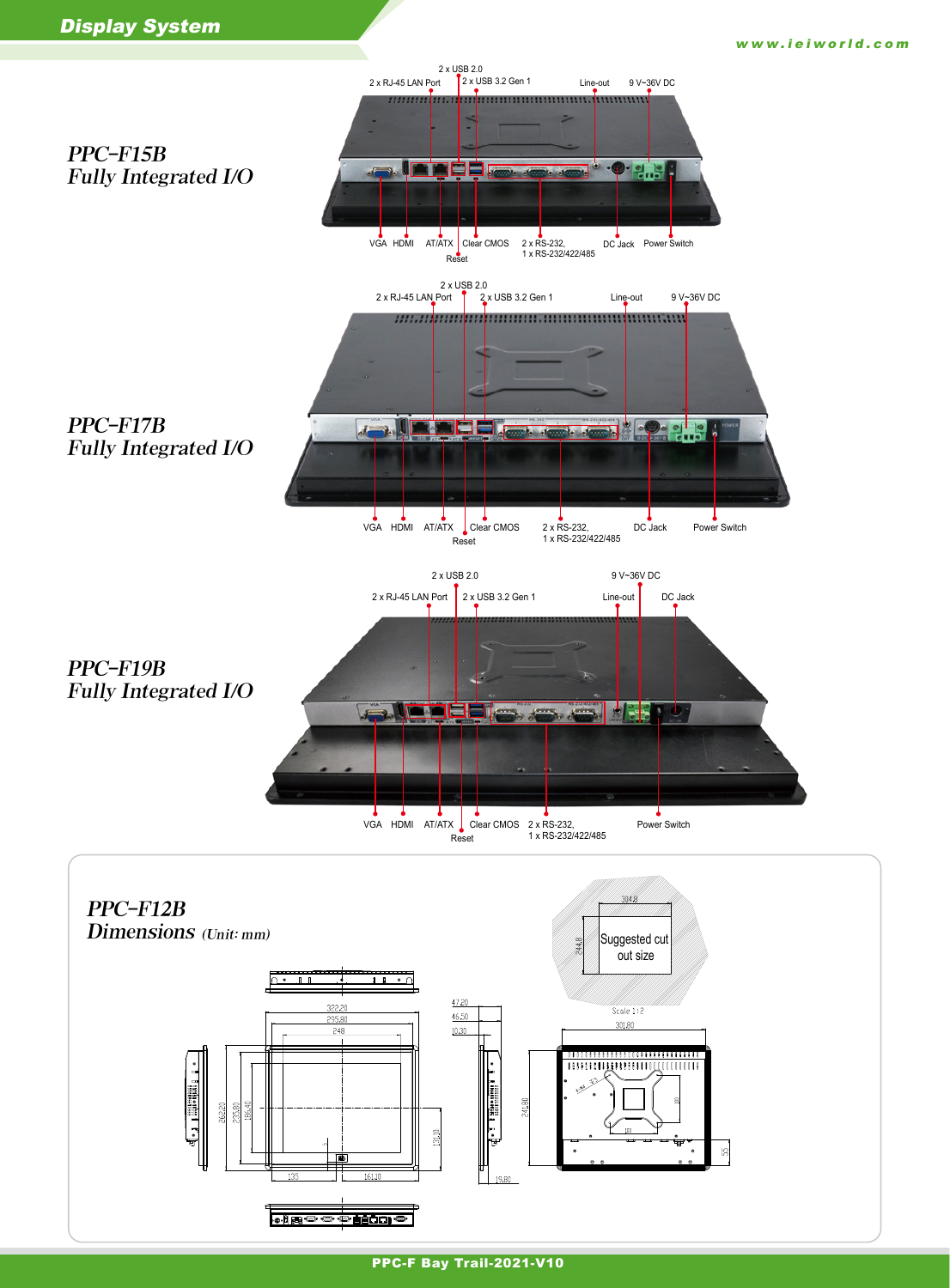## Display System

### PPC-F15B Fully Integrated I/O

2 x USB 2.0, 2 x RJ-45 LAN Port, 2 x USB 3.2 Gen 1, Line-out, 9 V~36V DC

VGA, HDMI, AT/ATX, Clear CMOS, Reset, 2 x RS-232, 1 x RS-232/422/485, DC Jack, Power Switch

### PPC-F17B Fully Integrated I/O

2 x USB 2.0, 2 x RJ-45 LAN Port, 2 x USB 3.2 Gen 1, Line-out, 9 V~36V DC

VGA, HDMI, AT/ATX, Clear CMOS, Reset, 2 x RS-232, 1 x RS-232/422/485, DC Jack, Power Switch

### PPC-F19B Fully Integrated I/O

2 x USB 2.0, 9 V~36V DC, 2 x RJ-45 LAN Port, 2 x USB 3.2 Gen 1, Line-out, DC Jack

VGA, HDMI, AT/ATX, Clear CMOS, Reset, 2 x RS-232, 1 x RS-232/422/485, Power Switch

### PPC-F12B Dimensions *(Unit: mm)*

Suggested cut out size: 304.8 x 244.8 (Scale 1:2)

Dimensions: 322.20, 295.80, 248, 262.20, 235.80, 186.40, 138.10, 135, 161.10, 47.20, 46.50, 10.30, 19.80, 301.80, 241.80, 100, 55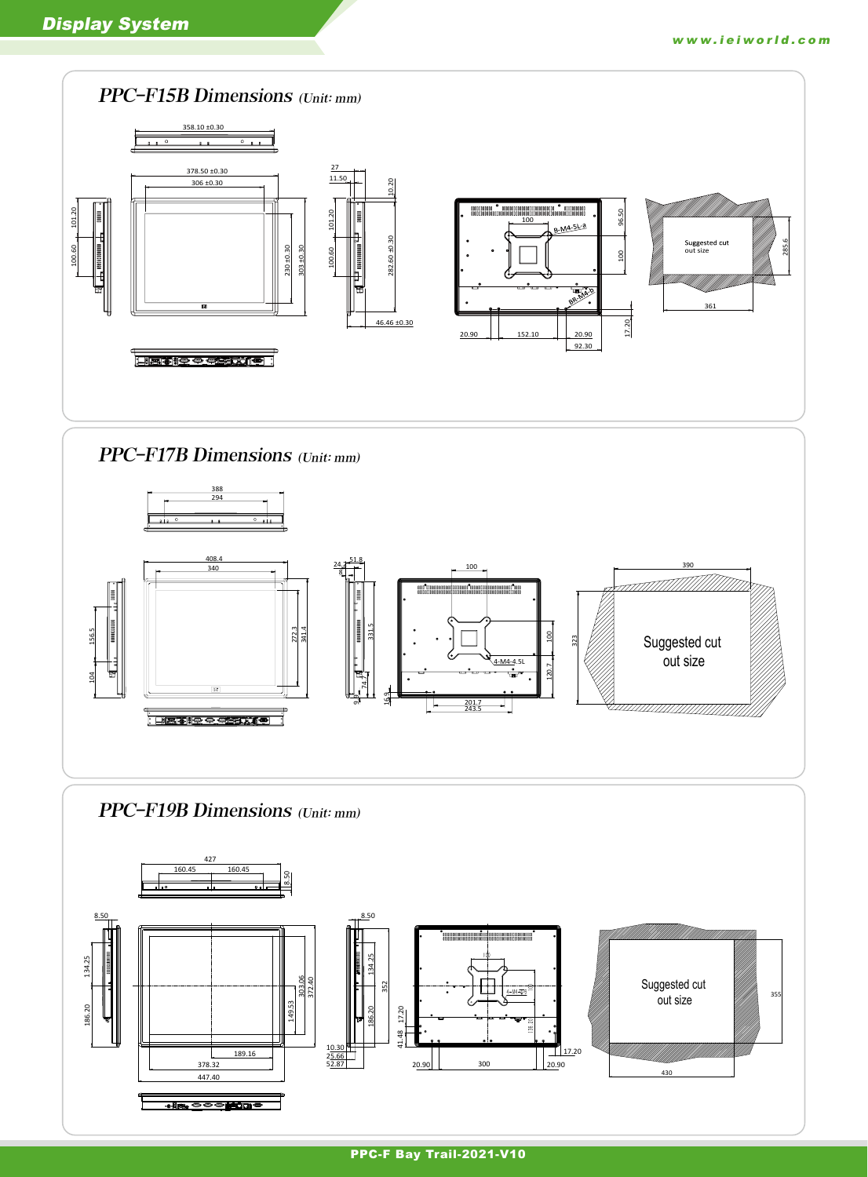## PPC-F15B Dimensions *(Unit: mm)*

358.10 ±0.30
378.50 ±0.30
306 ±0.30
27
11.50
10.20
101.20
100.60
230 ±0.30
303 ±0.30
101.20
100.60
282.60 ±0.30
46.46 ±0.30
100
8-M4-5L-a
96.50
100
8R-M4-B
17.20
20.90
152.10
20.90
92.30
Suggested cut out size
285.6
361

## PPC-F17B Dimensions *(Unit: mm)*

388
294
408.4
340
156.5
104
272.3
341.4
24.2
51.8
8
331.5
74.7
9.8
16.5
100
4-M4-4.5L
100
120.7
201.7
243.5
390
323
Suggested cut out size

## PPC-F19B Dimensions *(Unit: mm)*

427
160.45
160.45
18.50
8.50
134.25
186.20
303.06
372.40
149.53
189.16
378.32
447.40
8.50
134.25
186.20
352
10.30
25.66
52.87
41.48
17.20
4-M4-5L
100
17.20
20.90
300
20.90
Suggested cut out size
355
430

PPC-F Bay Trail-2021-V10